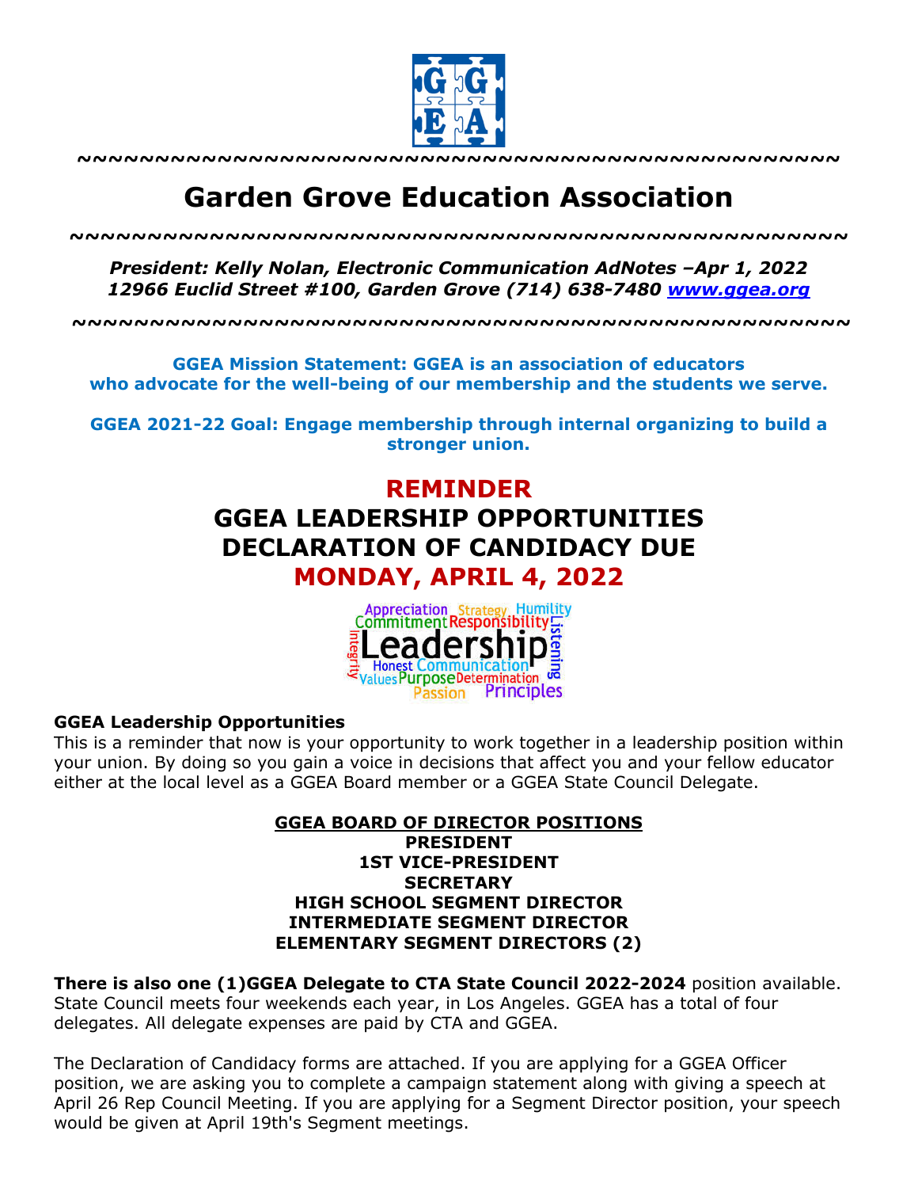~~~~~~~~~~~~~~~~~~~~~~~~~~~~~~~~~~~~~~~~~~~~~~~~~~~

# Garden Grove Education Association

~~~~~~~~~~~~~~~~~~~~~~~~~~~~~~~~~~~~~~~~~~~~~~~~~~~

***President: Kelly Nolan, Electronic Communication AdNotes –Apr 1, 2022***
***12966 Euclid Street #100, Garden Grove (714) 638-7480 [www.ggea.org](http://www.ggea.org)***

~~~~~~~~~~~~~~~~~~~~~~~~~~~~~~~~~~~~~~~~~~~~~~~~~~~

**GGEA Mission Statement: GGEA is an association of educators who advocate for the well-being of our membership and the students we serve.**

**GGEA 2021-22 Goal: Engage membership through internal organizing to build a stronger union.**

## REMINDER
## GGEA LEADERSHIP OPPORTUNITIES
## DECLARATION OF CANDIDACY DUE
## MONDAY, APRIL 4, 2022

**GGEA Leadership Opportunities**

This is a reminder that now is your opportunity to work together in a leadership position within your union. By doing so you gain a voice in decisions that affect you and your fellow educator either at the local level as a GGEA Board member or a GGEA State Council Delegate.

**GGEA BOARD OF DIRECTOR POSITIONS**

**PRESIDENT**
**1ST VICE-PRESIDENT**
**SECRETARY**
**HIGH SCHOOL SEGMENT DIRECTOR**
**INTERMEDIATE SEGMENT DIRECTOR**
**ELEMENTARY SEGMENT DIRECTORS (2)**

**There is also one (1)GGEA Delegate to CTA State Council 2022-2024** position available. State Council meets four weekends each year, in Los Angeles. GGEA has a total of four delegates. All delegate expenses are paid by CTA and GGEA.

The Declaration of Candidacy forms are attached. If you are applying for a GGEA Officer position, we are asking you to complete a campaign statement along with giving a speech at April 26 Rep Council Meeting. If you are applying for a Segment Director position, your speech would be given at April 19th's Segment meetings.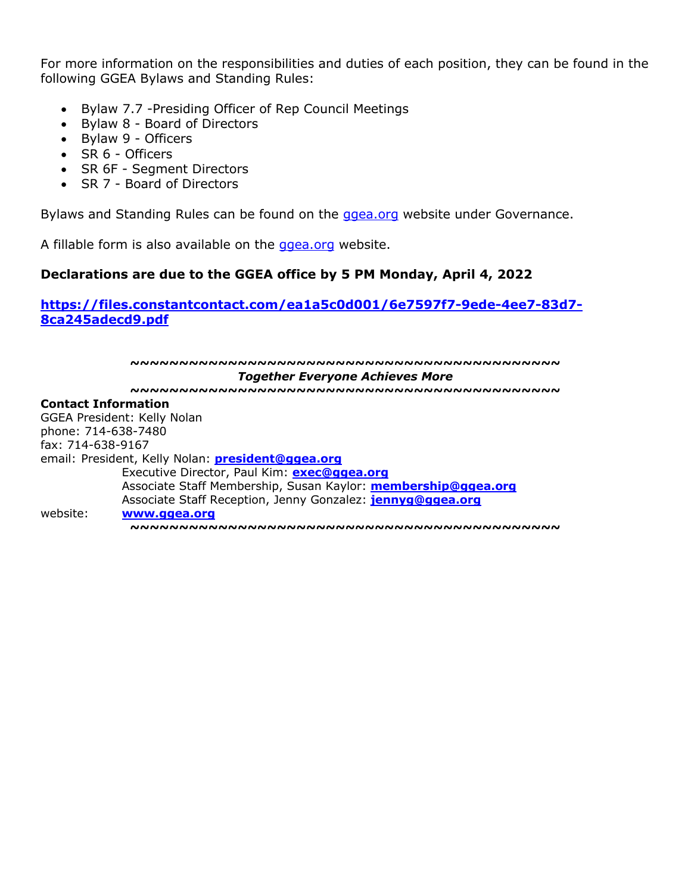For more information on the responsibilities and duties of each position, they can be found in the following GGEA Bylaws and Standing Rules:

- Bylaw 7.7 -Presiding Officer of Rep Council Meetings
- Bylaw 8 - Board of Directors
- Bylaw 9 - Officers
- SR 6 - Officers
- SR 6F - Segment Directors
- SR 7 - Board of Directors

Bylaws and Standing Rules can be found on the ggea.org website under Governance.

A fillable form is also available on the ggea.org website.

**Declarations are due to the GGEA office by 5 PM Monday, April 4, 2022**

**https://files.constantcontact.com/ea1a5c0d001/6e7597f7-9ede-4ee7-83d7-8ca245adecd9.pdf**

~~~~~~~~~~~~~~~~~~~~~~~~~~~~~~~~~~~~~~~~~~~~~

***Together Everyone Achieves More***

~~~~~~~~~~~~~~~~~~~~~~~~~~~~~~~~~~~~~~~~~~~~~

**Contact Information**

GGEA President: Kelly Nolan
phone: 714-638-7480
fax: 714-638-9167
email: President, Kelly Nolan: **president@ggea.org**
Executive Director, Paul Kim: **exec@ggea.org**
Associate Staff Membership, Susan Kaylor: **membership@ggea.org**
Associate Staff Reception, Jenny Gonzalez: **jennyg@ggea.org**
website: **www.ggea.org**

~~~~~~~~~~~~~~~~~~~~~~~~~~~~~~~~~~~~~~~~~~~~~